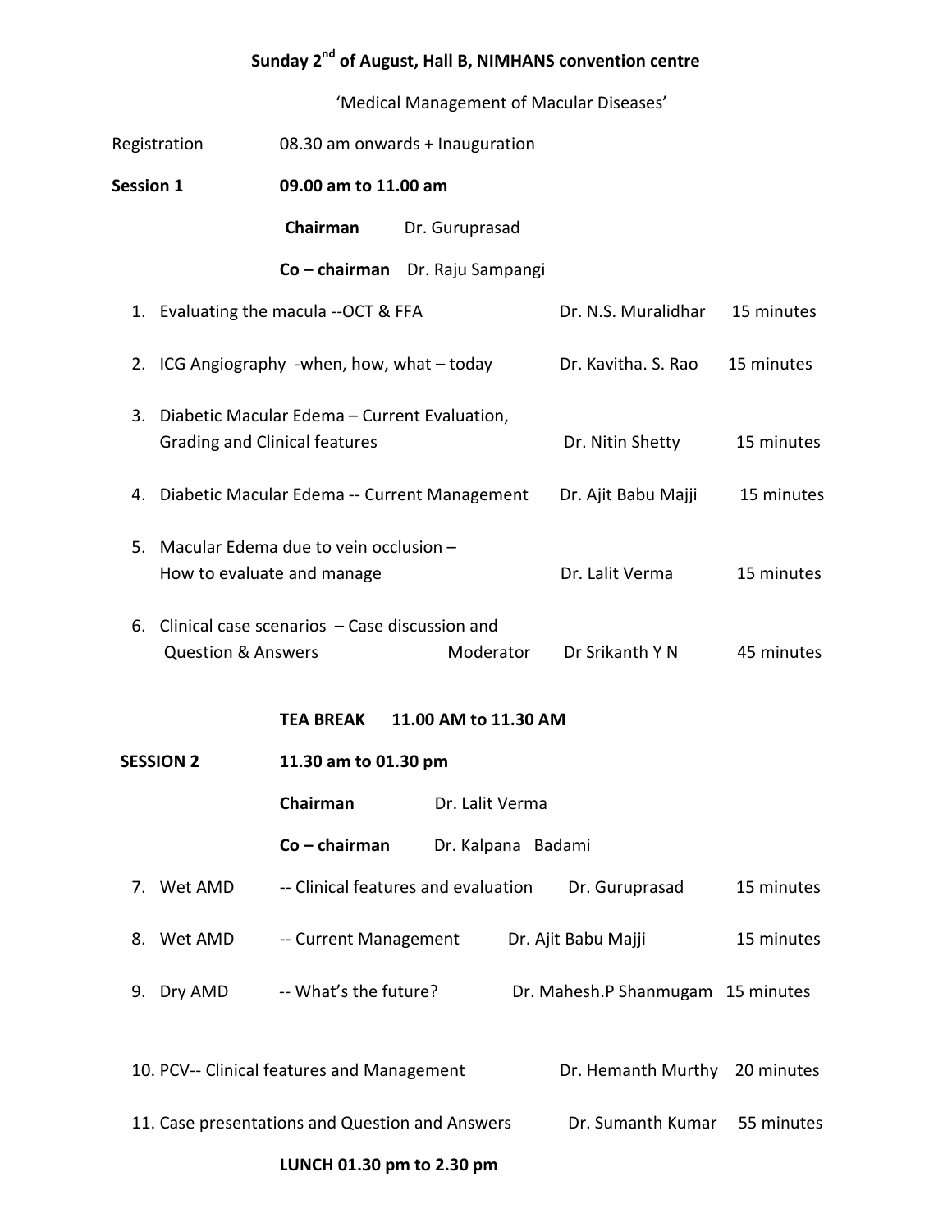**Sunday 2nd of August, Hall B, NIMHANS convention centre**

'Medical Management of Macular Diseases'

Registration 08.30 am onwards + Inauguration

**Session 1** **09.00 am to 11.00 am**

**Chairman** Dr. Guruprasad

**Co – chairman** Dr. Raju Sampangi

| | Topic | Speaker | Duration |
|---|---|---|---|
| 1. | Evaluating the macula --OCT & FFA | Dr. N.S. Muralidhar | 15 minutes |
| 2. | ICG Angiography -when, how, what – today | Dr. Kavitha. S. Rao | 15 minutes |
| 3. | Diabetic Macular Edema – Current Evaluation, Grading and Clinical features | Dr. Nitin Shetty | 15 minutes |
| 4. | Diabetic Macular Edema -- Current Management | Dr. Ajit Babu Majji | 15 minutes |
| 5. | Macular Edema due to vein occlusion – How to evaluate and manage | Dr. Lalit Verma | 15 minutes |
| 6. | Clinical case scenarios – Case discussion and Question & Answers | Moderator Dr Srikanth Y N | 45 minutes |

**TEA BREAK 11.00 AM to 11.30 AM**

**SESSION 2** **11.30 am to 01.30 pm**

**Chairman** Dr. Lalit Verma

**Co – chairman** Dr. Kalpana Badami

| | Topic | Speaker | Duration |
|---|---|---|---|
| 7. | Wet AMD -- Clinical features and evaluation | Dr. Guruprasad | 15 minutes |
| 8. | Wet AMD -- Current Management | Dr. Ajit Babu Majji | 15 minutes |
| 9. | Dry AMD -- What's the future? | Dr. Mahesh.P Shanmugam | 15 minutes |
| 10. | PCV-- Clinical features and Management | Dr. Hemanth Murthy | 20 minutes |
| 11. | Case presentations and Question and Answers | Dr. Sumanth Kumar | 55 minutes |

**LUNCH 01.30 pm to 2.30 pm**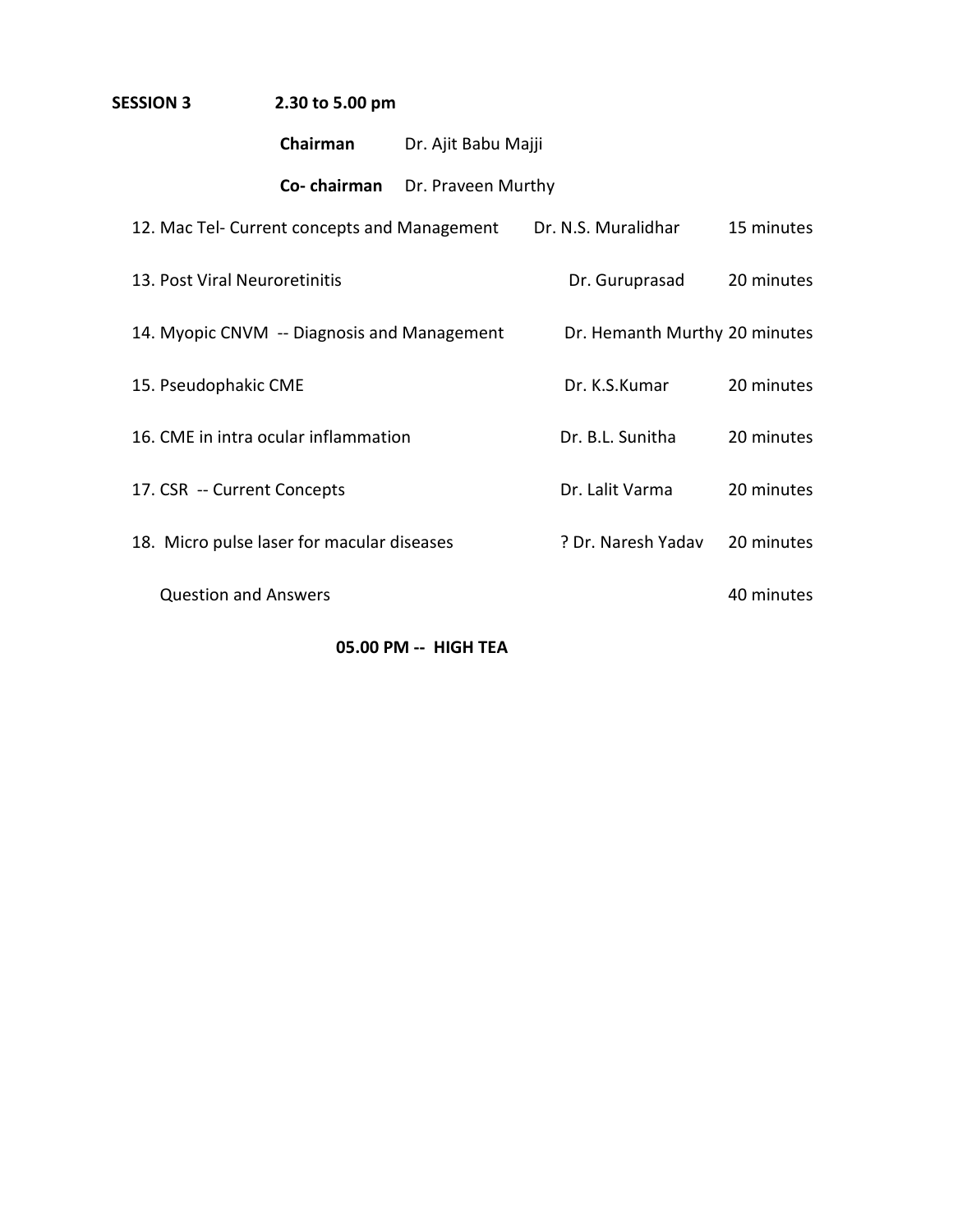**SESSION 3** **2.30 to 5.00 pm**

**Chairman** Dr. Ajit Babu Majji

**Co- chairman** Dr. Praveen Murthy

| | | |
|---|---|---|
| 12. Mac Tel- Current concepts and Management | Dr. N.S. Muralidhar | 15 minutes |
| 13. Post Viral Neuroretinitis | Dr. Guruprasad | 20 minutes |
| 14. Myopic CNVM -- Diagnosis and Management | Dr. Hemanth Murthy | 20 minutes |
| 15. Pseudophakic CME | Dr. K.S.Kumar | 20 minutes |
| 16. CME in intra ocular inflammation | Dr. B.L. Sunitha | 20 minutes |
| 17. CSR -- Current Concepts | Dr. Lalit Varma | 20 minutes |
| 18. Micro pulse laser for macular diseases | ? Dr. Naresh Yadav | 20 minutes |
| Question and Answers | | 40 minutes |

**05.00 PM -- HIGH TEA**